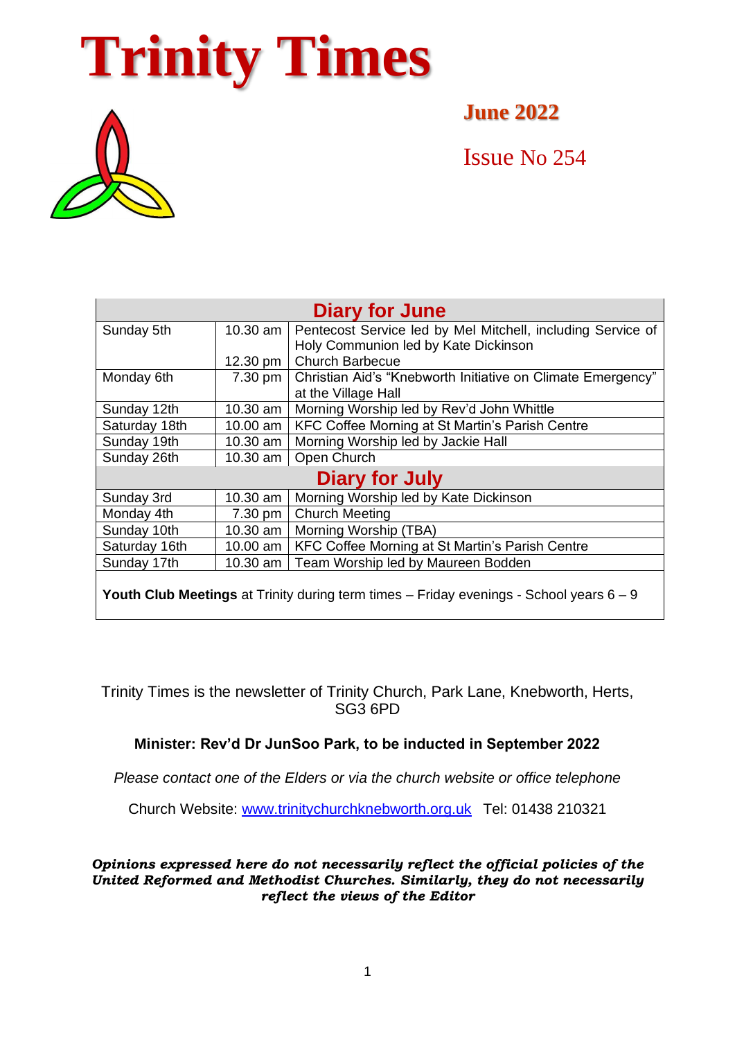# Trinity Times

**June 2022**

Issue No 254

| Diary for June | | |
|---|---|---|
| Sunday 5th | 10.30 am | Pentecost Service led by Mel Mitchell, including Service of Holy Communion led by Kate Dickinson |
| | 12.30 pm | Church Barbecue |
| Monday 6th | 7.30 pm | Christian Aid's "Knebworth Initiative on Climate Emergency" at the Village Hall |
| Sunday 12th | 10.30 am | Morning Worship led by Rev'd John Whittle |
| Saturday 18th | 10.00 am | KFC Coffee Morning at St Martin's Parish Centre |
| Sunday 19th | 10.30 am | Morning Worship led by Jackie Hall |
| Sunday 26th | 10.30 am | Open Church |
| **Diary for July** | | |
| Sunday 3rd | 10.30 am | Morning Worship led by Kate Dickinson |
| Monday 4th | 7.30 pm | Church Meeting |
| Sunday 10th | 10.30 am | Morning Worship (TBA) |
| Saturday 16th | 10.00 am | KFC Coffee Morning at St Martin's Parish Centre |
| Sunday 17th | 10.30 am | Team Worship led by Maureen Bodden |

**Youth Club Meetings** at Trinity during term times – Friday evenings - School years 6 – 9

Trinity Times is the newsletter of Trinity Church, Park Lane, Knebworth, Herts, SG3 6PD

**Minister: Rev'd Dr JunSoo Park, to be inducted in September 2022**

*Please contact one of the Elders or via the church website or office telephone*

Church Website: www.trinitychurchknebworth.org.uk  Tel: 01438 210321

***Opinions expressed here do not necessarily reflect the official policies of the United Reformed and Methodist Churches. Similarly, they do not necessarily reflect the views of the Editor***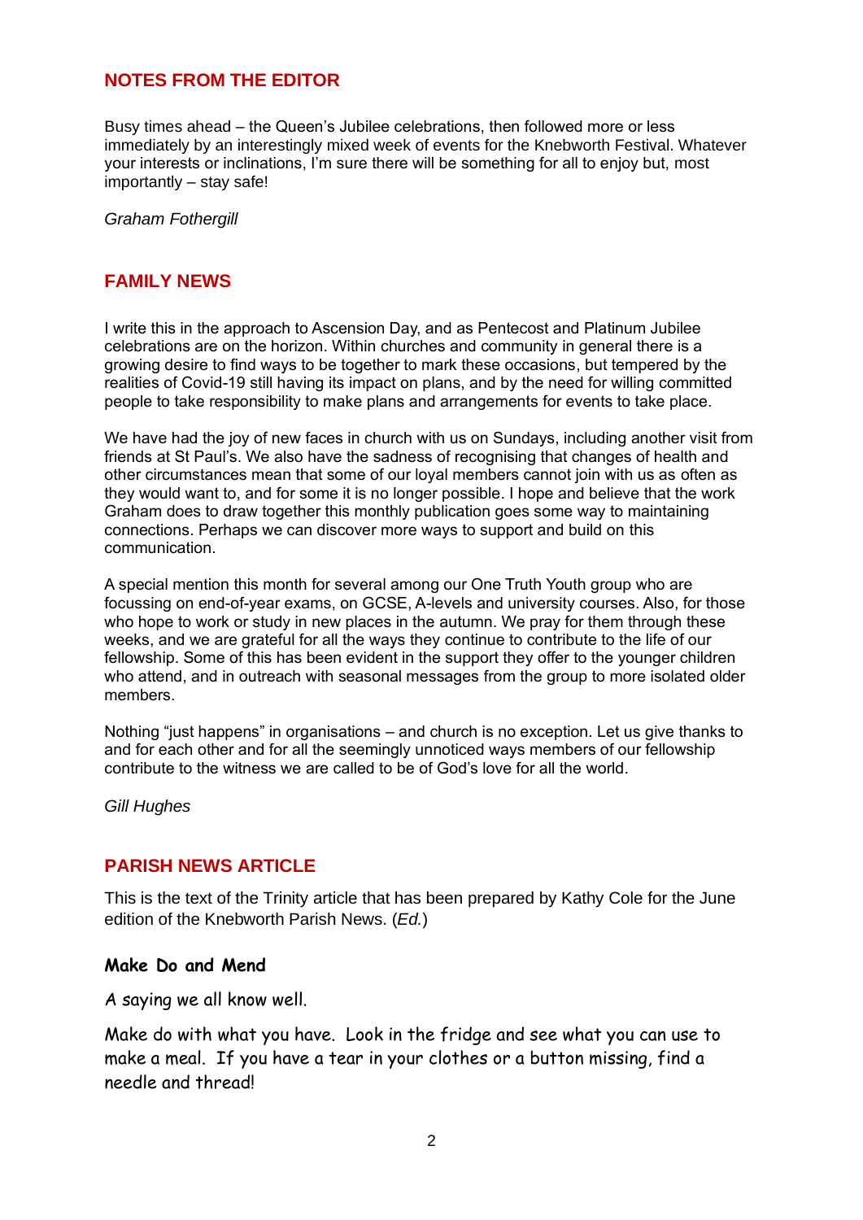## NOTES FROM THE EDITOR

Busy times ahead – the Queen's Jubilee celebrations, then followed more or less immediately by an interestingly mixed week of events for the Knebworth Festival. Whatever your interests or inclinations, I'm sure there will be something for all to enjoy but, most importantly – stay safe!

*Graham Fothergill*

## FAMILY NEWS

I write this in the approach to Ascension Day, and as Pentecost and Platinum Jubilee celebrations are on the horizon. Within churches and community in general there is a growing desire to find ways to be together to mark these occasions, but tempered by the realities of Covid-19 still having its impact on plans, and by the need for willing committed people to take responsibility to make plans and arrangements for events to take place.

We have had the joy of new faces in church with us on Sundays, including another visit from friends at St Paul's. We also have the sadness of recognising that changes of health and other circumstances mean that some of our loyal members cannot join with us as often as they would want to, and for some it is no longer possible. I hope and believe that the work Graham does to draw together this monthly publication goes some way to maintaining connections. Perhaps we can discover more ways to support and build on this communication.

A special mention this month for several among our One Truth Youth group who are focussing on end-of-year exams, on GCSE, A-levels and university courses. Also, for those who hope to work or study in new places in the autumn. We pray for them through these weeks, and we are grateful for all the ways they continue to contribute to the life of our fellowship. Some of this has been evident in the support they offer to the younger children who attend, and in outreach with seasonal messages from the group to more isolated older members.

Nothing "just happens" in organisations – and church is no exception. Let us give thanks to and for each other and for all the seemingly unnoticed ways members of our fellowship contribute to the witness we are called to be of God's love for all the world.

*Gill Hughes*

## PARISH NEWS ARTICLE

This is the text of the Trinity article that has been prepared by Kathy Cole for the June edition of the Knebworth Parish News. (*Ed.*)

### Make Do and Mend

A saying we all know well.

Make do with what you have. Look in the fridge and see what you can use to make a meal. If you have a tear in your clothes or a button missing, find a needle and thread!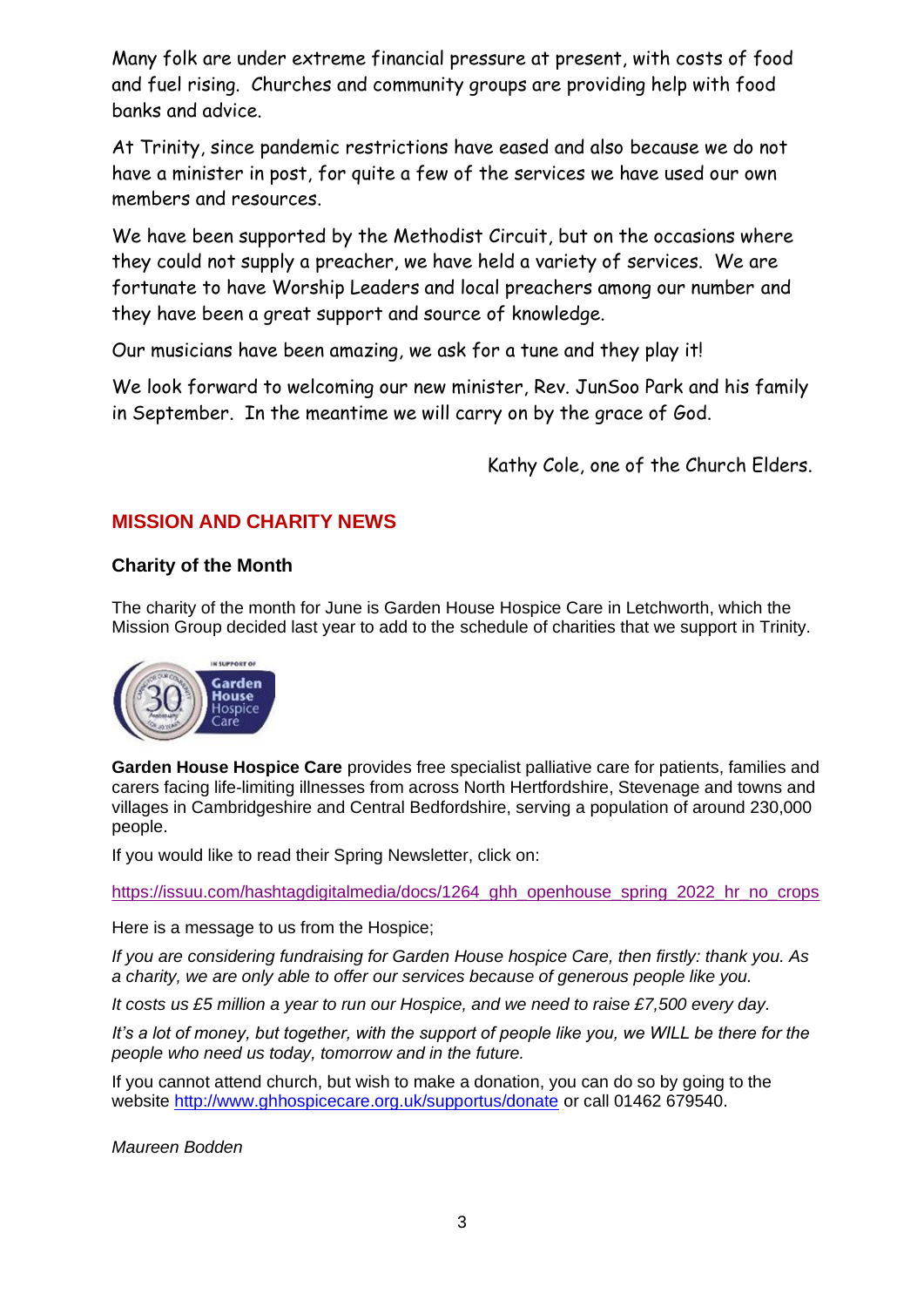Many folk are under extreme financial pressure at present, with costs of food and fuel rising. Churches and community groups are providing help with food banks and advice.

At Trinity, since pandemic restrictions have eased and also because we do not have a minister in post, for quite a few of the services we have used our own members and resources.

We have been supported by the Methodist Circuit, but on the occasions where they could not supply a preacher, we have held a variety of services. We are fortunate to have Worship Leaders and local preachers among our number and they have been a great support and source of knowledge.

Our musicians have been amazing, we ask for a tune and they play it!

We look forward to welcoming our new minister, Rev. JunSoo Park and his family in September. In the meantime we will carry on by the grace of God.

Kathy Cole, one of the Church Elders.

## MISSION AND CHARITY NEWS

### Charity of the Month

The charity of the month for June is Garden House Hospice Care in Letchworth, which the Mission Group decided last year to add to the schedule of charities that we support in Trinity.

**Garden House Hospice Care** provides free specialist palliative care for patients, families and carers facing life-limiting illnesses from across North Hertfordshire, Stevenage and towns and villages in Cambridgeshire and Central Bedfordshire, serving a population of around 230,000 people.

If you would like to read their Spring Newsletter, click on:

https://issuu.com/hashtagdigitalmedia/docs/1264_ghh_openhouse_spring_2022_hr_no_crops

Here is a message to us from the Hospice;

*If you are considering fundraising for Garden House hospice Care, then firstly: thank you. As a charity, we are only able to offer our services because of generous people like you.*

*It costs us £5 million a year to run our Hospice, and we need to raise £7,500 every day.*

*It's a lot of money, but together, with the support of people like you, we WILL be there for the people who need us today, tomorrow and in the future.*

If you cannot attend church, but wish to make a donation, you can do so by going to the website http://www.ghhospicecare.org.uk/supportus/donate or call 01462 679540.

*Maureen Bodden*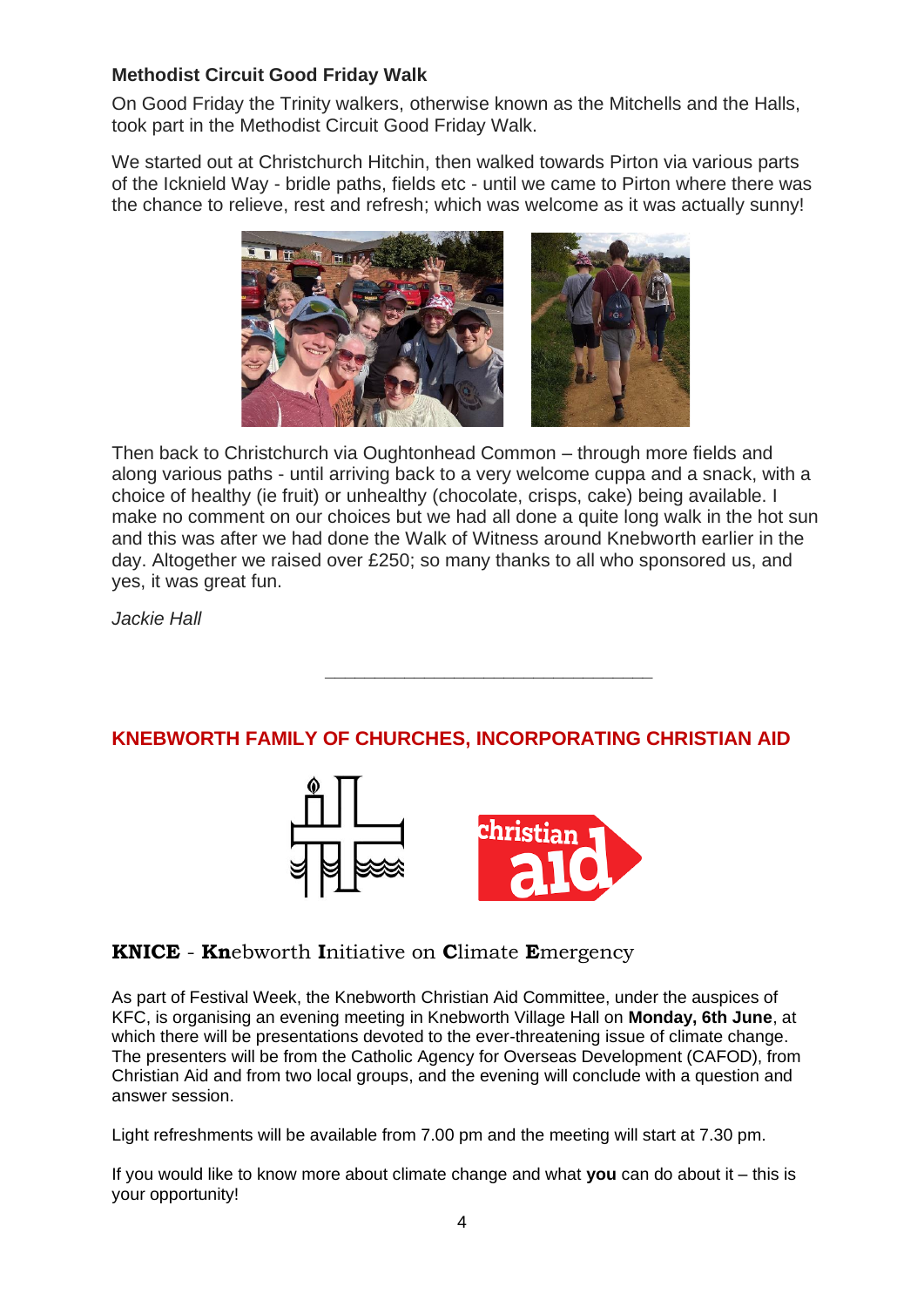### Methodist Circuit Good Friday Walk

On Good Friday the Trinity walkers, otherwise known as the Mitchells and the Halls, took part in the Methodist Circuit Good Friday Walk.

We started out at Christchurch Hitchin, then walked towards Pirton via various parts of the Icknield Way - bridle paths, fields etc - until we came to Pirton where there was the chance to relieve, rest and refresh; which was welcome as it was actually sunny!

Then back to Christchurch via Oughtonhead Common – through more fields and along various paths - until arriving back to a very welcome cuppa and a snack, with a choice of healthy (ie fruit) or unhealthy (chocolate, crisps, cake) being available. I make no comment on our choices but we had all done a quite long walk in the hot sun and this was after we had done the Walk of Witness around Knebworth earlier in the day. Altogether we raised over £250; so many thanks to all who sponsored us, and yes, it was great fun.

*Jackie Hall*

---

## KNEBWORTH FAMILY OF CHURCHES, INCORPORATING CHRISTIAN AID

### KNICE - **Kn**ebworth **I**nitiative on **C**limate **E**mergency

As part of Festival Week, the Knebworth Christian Aid Committee, under the auspices of KFC, is organising an evening meeting in Knebworth Village Hall on **Monday, 6th June**, at which there will be presentations devoted to the ever-threatening issue of climate change. The presenters will be from the Catholic Agency for Overseas Development (CAFOD), from Christian Aid and from two local groups, and the evening will conclude with a question and answer session.

Light refreshments will be available from 7.00 pm and the meeting will start at 7.30 pm.

If you would like to know more about climate change and what **you** can do about it – this is your opportunity!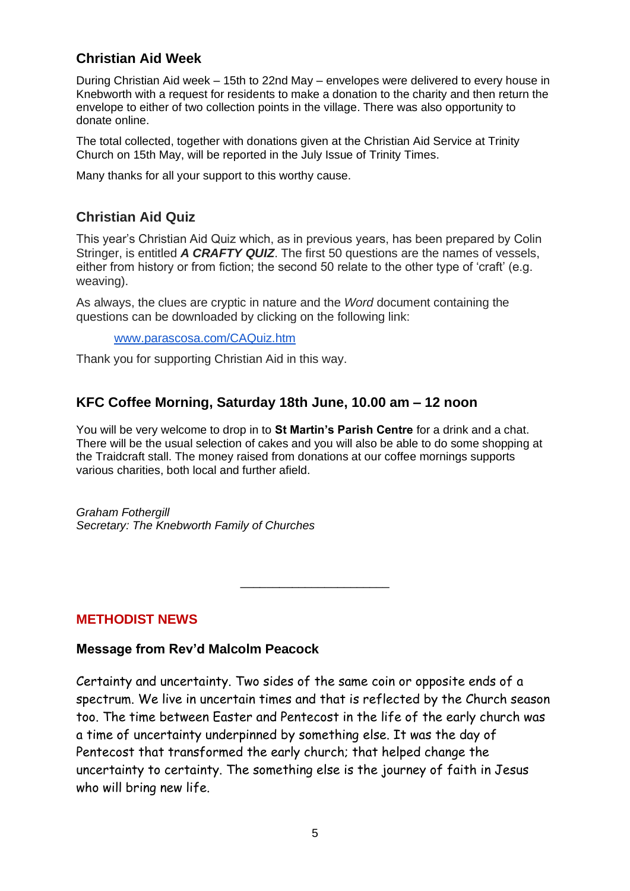## Christian Aid Week

During Christian Aid week – 15th to 22nd May – envelopes were delivered to every house in Knebworth with a request for residents to make a donation to the charity and then return the envelope to either of two collection points in the village. There was also opportunity to donate online.

The total collected, together with donations given at the Christian Aid Service at Trinity Church on 15th May, will be reported in the July Issue of Trinity Times.

Many thanks for all your support to this worthy cause.

## Christian Aid Quiz

This year's Christian Aid Quiz which, as in previous years, has been prepared by Colin Stringer, is entitled ***A CRAFTY QUIZ***. The first 50 questions are the names of vessels, either from history or from fiction; the second 50 relate to the other type of 'craft' (e.g. weaving).

As always, the clues are cryptic in nature and the *Word* document containing the questions can be downloaded by clicking on the following link:

www.parascosa.com/CAQuiz.htm

Thank you for supporting Christian Aid in this way.

## KFC Coffee Morning, Saturday 18th June, 10.00 am – 12 noon

You will be very welcome to drop in to **St Martin's Parish Centre** for a drink and a chat. There will be the usual selection of cakes and you will also be able to do some shopping at the Traidcraft stall. The money raised from donations at our coffee mornings supports various charities, both local and further afield.

*Graham Fothergill*
*Secretary: The Knebworth Family of Churches*

---

# METHODIST NEWS

## Message from Rev'd Malcolm Peacock

Certainty and uncertainty. Two sides of the same coin or opposite ends of a spectrum. We live in uncertain times and that is reflected by the Church season too. The time between Easter and Pentecost in the life of the early church was a time of uncertainty underpinned by something else. It was the day of Pentecost that transformed the early church; that helped change the uncertainty to certainty. The something else is the journey of faith in Jesus who will bring new life.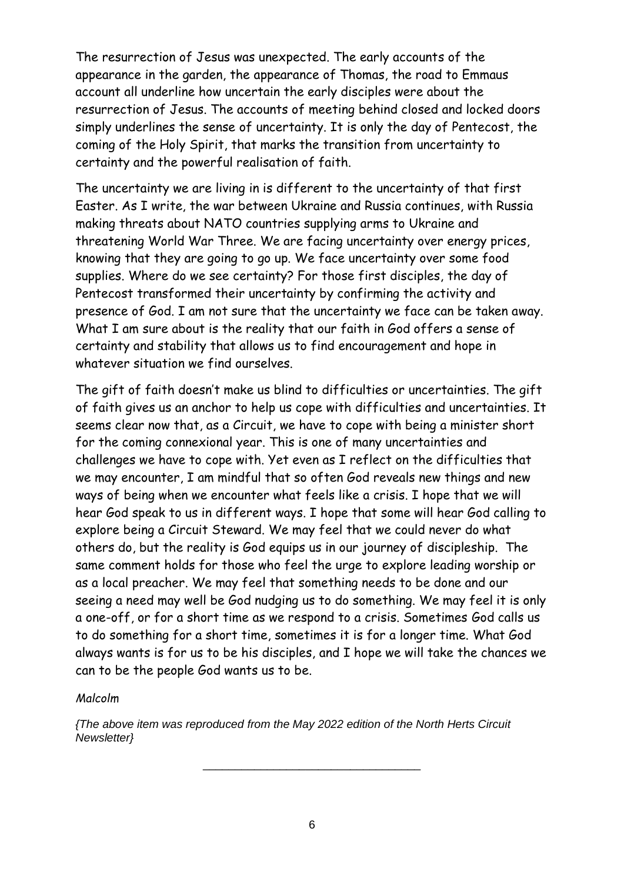The resurrection of Jesus was unexpected. The early accounts of the appearance in the garden, the appearance of Thomas, the road to Emmaus account all underline how uncertain the early disciples were about the resurrection of Jesus. The accounts of meeting behind closed and locked doors simply underlines the sense of uncertainty. It is only the day of Pentecost, the coming of the Holy Spirit, that marks the transition from uncertainty to certainty and the powerful realisation of faith.

The uncertainty we are living in is different to the uncertainty of that first Easter. As I write, the war between Ukraine and Russia continues, with Russia making threats about NATO countries supplying arms to Ukraine and threatening World War Three. We are facing uncertainty over energy prices, knowing that they are going to go up. We face uncertainty over some food supplies. Where do we see certainty? For those first disciples, the day of Pentecost transformed their uncertainty by confirming the activity and presence of God. I am not sure that the uncertainty we face can be taken away. What I am sure about is the reality that our faith in God offers a sense of certainty and stability that allows us to find encouragement and hope in whatever situation we find ourselves.

The gift of faith doesn't make us blind to difficulties or uncertainties. The gift of faith gives us an anchor to help us cope with difficulties and uncertainties. It seems clear now that, as a Circuit, we have to cope with being a minister short for the coming connexional year. This is one of many uncertainties and challenges we have to cope with. Yet even as I reflect on the difficulties that we may encounter, I am mindful that so often God reveals new things and new ways of being when we encounter what feels like a crisis. I hope that we will hear God speak to us in different ways. I hope that some will hear God calling to explore being a Circuit Steward. We may feel that we could never do what others do, but the reality is God equips us in our journey of discipleship. The same comment holds for those who feel the urge to explore leading worship or as a local preacher. We may feel that something needs to be done and our seeing a need may well be God nudging us to do something. We may feel it is only a one-off, or for a short time as we respond to a crisis. Sometimes God calls us to do something for a short time, sometimes it is for a longer time. What God always wants is for us to be his disciples, and I hope we will take the chances we can to be the people God wants us to be.

*Malcolm*

*{The above item was reproduced from the May 2022 edition of the North Herts Circuit Newsletter}*

---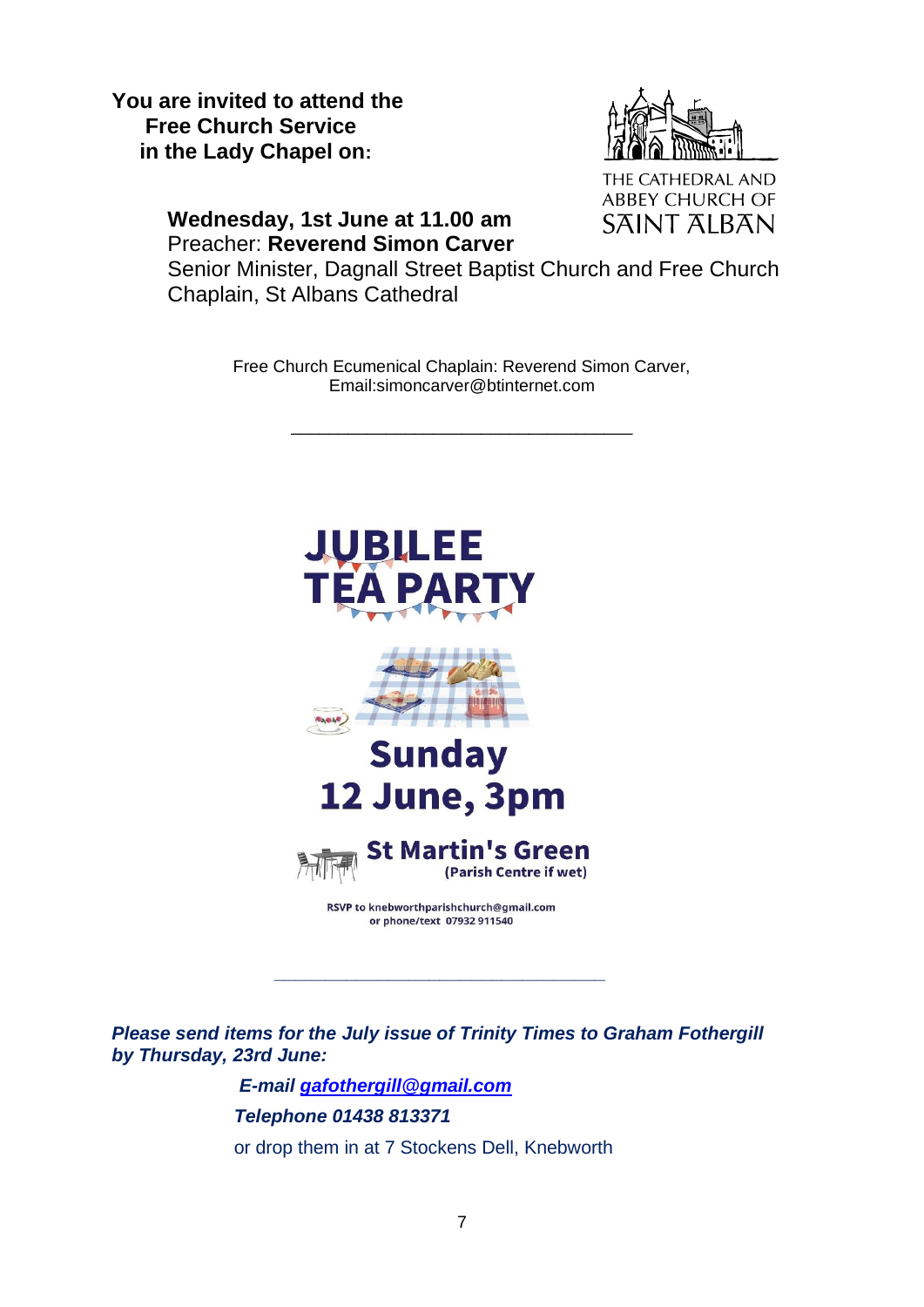**You are invited to attend the Free Church Service in the Lady Chapel on:**

THE CATHEDRAL AND ABBEY CHURCH OF SAINT ALBAN

**Wednesday, 1st June at 11.00 am**
Preacher: **Reverend Simon Carver**
Senior Minister, Dagnall Street Baptist Church and Free Church Chaplain, St Albans Cathedral

Free Church Ecumenical Chaplain: Reverend Simon Carver,
Email:simoncarver@btinternet.com

---

# JUBILEE TEA PARTY

## Sunday 12 June, 3pm

**St Martin's Green**
**(Parish Centre if wet)**

**RSVP to knebworthparishchurch@gmail.com or phone/text 07932 911540**

---

***Please send items for the July issue of Trinity Times to Graham Fothergill by Thursday, 23rd June:***

***E-mail gafothergill@gmail.com***

***Telephone 01438 813371***

or drop them in at 7 Stockens Dell, Knebworth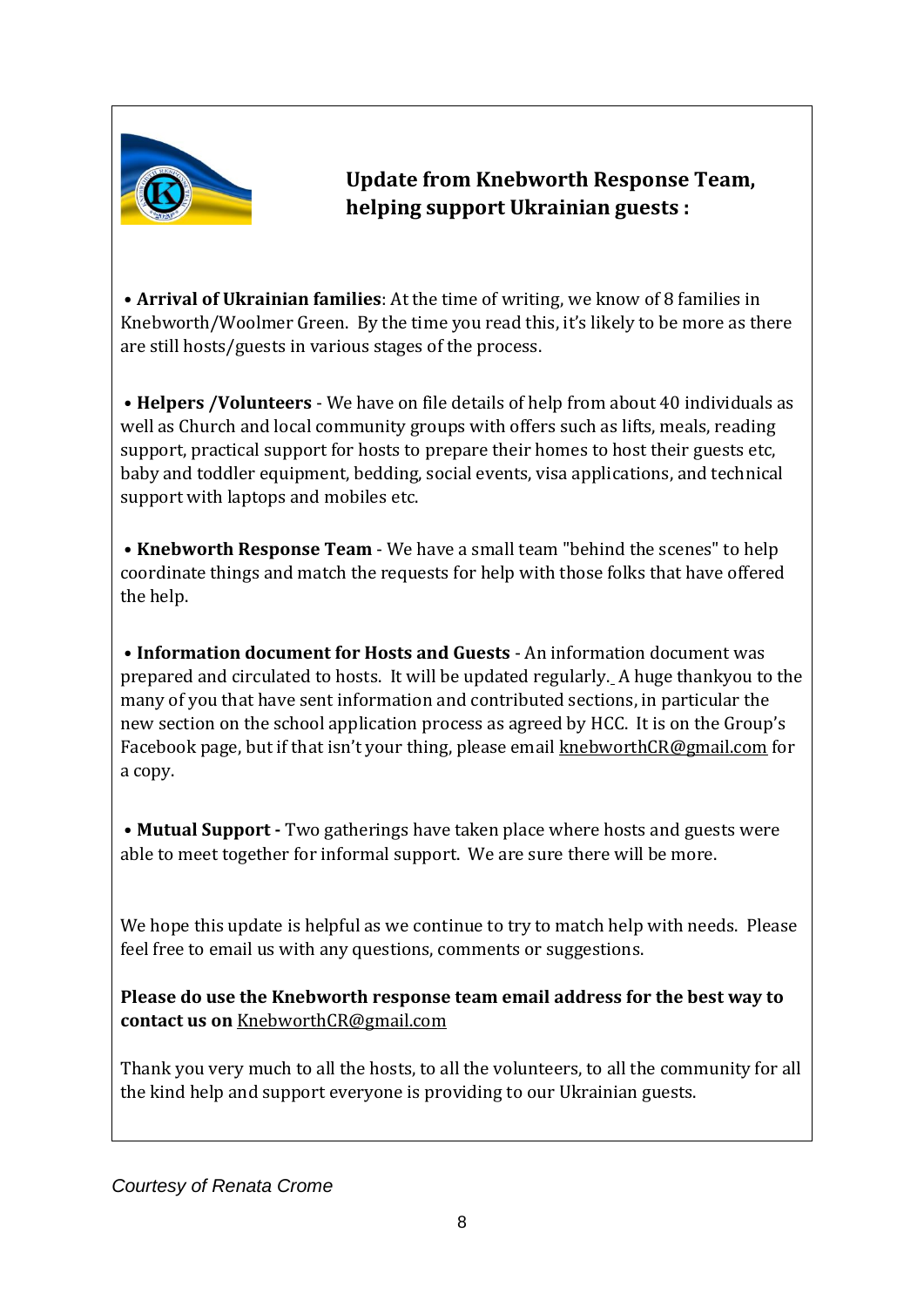## Update from Knebworth Response Team, helping support Ukrainian guests :

- **Arrival of Ukrainian families**: At the time of writing, we know of 8 families in Knebworth/Woolmer Green. By the time you read this, it's likely to be more as there are still hosts/guests in various stages of the process.

- **Helpers /Volunteers** - We have on file details of help from about 40 individuals as well as Church and local community groups with offers such as lifts, meals, reading support, practical support for hosts to prepare their homes to host their guests etc, baby and toddler equipment, bedding, social events, visa applications, and technical support with laptops and mobiles etc.

- **Knebworth Response Team** - We have a small team "behind the scenes" to help coordinate things and match the requests for help with those folks that have offered the help.

- **Information document for Hosts and Guests** - An information document was prepared and circulated to hosts. It will be updated regularly. A huge thankyou to the many of you that have sent information and contributed sections, in particular the new section on the school application process as agreed by HCC. It is on the Group's Facebook page, but if that isn't your thing, please email knebworthCR@gmail.com for a copy.

- **Mutual Support -** Two gatherings have taken place where hosts and guests were able to meet together for informal support. We are sure there will be more.

We hope this update is helpful as we continue to try to match help with needs. Please feel free to email us with any questions, comments or suggestions.

**Please do use the Knebworth response team email address for the best way to contact us on** KnebworthCR@gmail.com

Thank you very much to all the hosts, to all the volunteers, to all the community for all the kind help and support everyone is providing to our Ukrainian guests.

*Courtesy of Renata Crome*